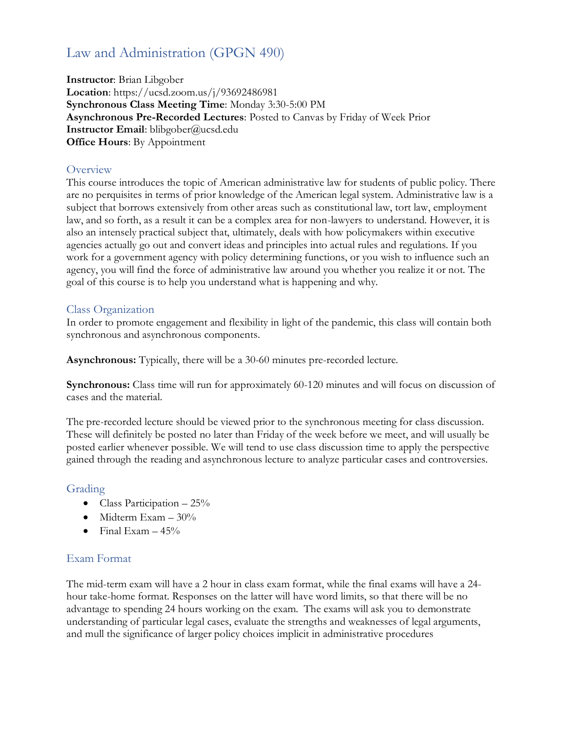# Law and Administration (GPGN 490)

**Instructor**: Brian Libgober
**Location**: https://ucsd.zoom.us/j/93692486981
**Synchronous Class Meeting Time**: Monday 3:30-5:00 PM
**Asynchronous Pre-Recorded Lectures**: Posted to Canvas by Friday of Week Prior
**Instructor Email**: blibgober@ucsd.edu
**Office Hours**: By Appointment

## Overview

This course introduces the topic of American administrative law for students of public policy. There are no perquisites in terms of prior knowledge of the American legal system. Administrative law is a subject that borrows extensively from other areas such as constitutional law, tort law, employment law, and so forth, as a result it can be a complex area for non-lawyers to understand. However, it is also an intensely practical subject that, ultimately, deals with how policymakers within executive agencies actually go out and convert ideas and principles into actual rules and regulations. If you work for a government agency with policy determining functions, or you wish to influence such an agency, you will find the force of administrative law around you whether you realize it or not. The goal of this course is to help you understand what is happening and why.

## Class Organization

In order to promote engagement and flexibility in light of the pandemic, this class will contain both synchronous and asynchronous components.

**Asynchronous:** Typically, there will be a 30-60 minutes pre-recorded lecture.

**Synchronous:** Class time will run for approximately 60-120 minutes and will focus on discussion of cases and the material.

The pre-recorded lecture should be viewed prior to the synchronous meeting for class discussion. These will definitely be posted no later than Friday of the week before we meet, and will usually be posted earlier whenever possible. We will tend to use class discussion time to apply the perspective gained through the reading and asynchronous lecture to analyze particular cases and controversies.

## Grading

- Class Participation – 25%
- Midterm Exam – 30%
- Final Exam – 45%

## Exam Format

The mid-term exam will have a 2 hour in class exam format, while the final exams will have a 24-hour take-home format. Responses on the latter will have word limits, so that there will be no advantage to spending 24 hours working on the exam. The exams will ask you to demonstrate understanding of particular legal cases, evaluate the strengths and weaknesses of legal arguments, and mull the significance of larger policy choices implicit in administrative procedures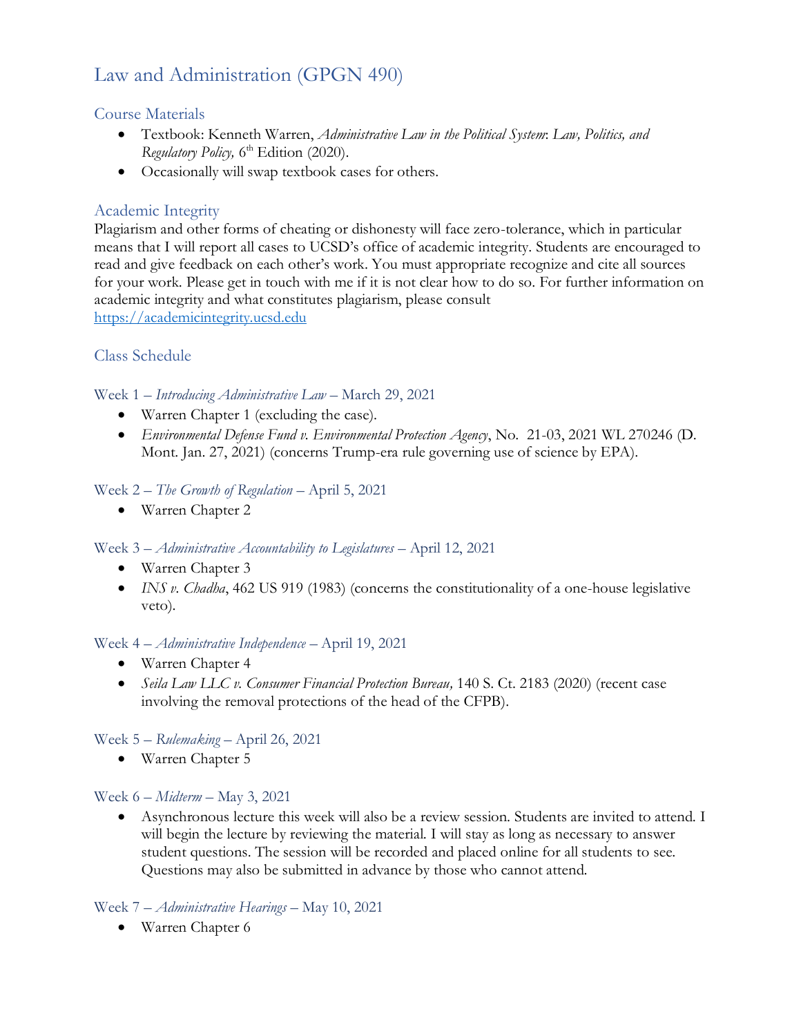# Law and Administration (GPGN 490)

## Course Materials

- Textbook: Kenneth Warren, *Administrative Law in the Political System: Law, Politics, and Regulatory Policy,* 6th Edition (2020).
- Occasionally will swap textbook cases for others.

## Academic Integrity

Plagiarism and other forms of cheating or dishonesty will face zero-tolerance, which in particular means that I will report all cases to UCSD's office of academic integrity. Students are encouraged to read and give feedback on each other's work. You must appropriate recognize and cite all sources for your work. Please get in touch with me if it is not clear how to do so. For further information on academic integrity and what constitutes plagiarism, please consult https://academicintegrity.ucsd.edu

## Class Schedule

### Week 1 – *Introducing Administrative Law* – March 29, 2021

- Warren Chapter 1 (excluding the case).
- *Environmental Defense Fund v. Environmental Protection Agency*, No. 21-03, 2021 WL 270246 (D. Mont. Jan. 27, 2021) (concerns Trump-era rule governing use of science by EPA).

### Week 2 – *The Growth of Regulation* – April 5, 2021

- Warren Chapter 2

### Week 3 – *Administrative Accountability to Legislatures* – April 12, 2021

- Warren Chapter 3
- *INS v. Chadha*, 462 US 919 (1983) (concerns the constitutionality of a one-house legislative veto).

### Week 4 – *Administrative Independence* – April 19, 2021

- Warren Chapter 4
- *Seila Law LLC v. Consumer Financial Protection Bureau,* 140 S. Ct. 2183 (2020) (recent case involving the removal protections of the head of the CFPB).

### Week 5 – *Rulemaking* – April 26, 2021

- Warren Chapter 5

### Week 6 – *Midterm* – May 3, 2021

- Asynchronous lecture this week will also be a review session. Students are invited to attend. I will begin the lecture by reviewing the material. I will stay as long as necessary to answer student questions. The session will be recorded and placed online for all students to see. Questions may also be submitted in advance by those who cannot attend.

### Week 7 – *Administrative Hearings* – May 10, 2021

- Warren Chapter 6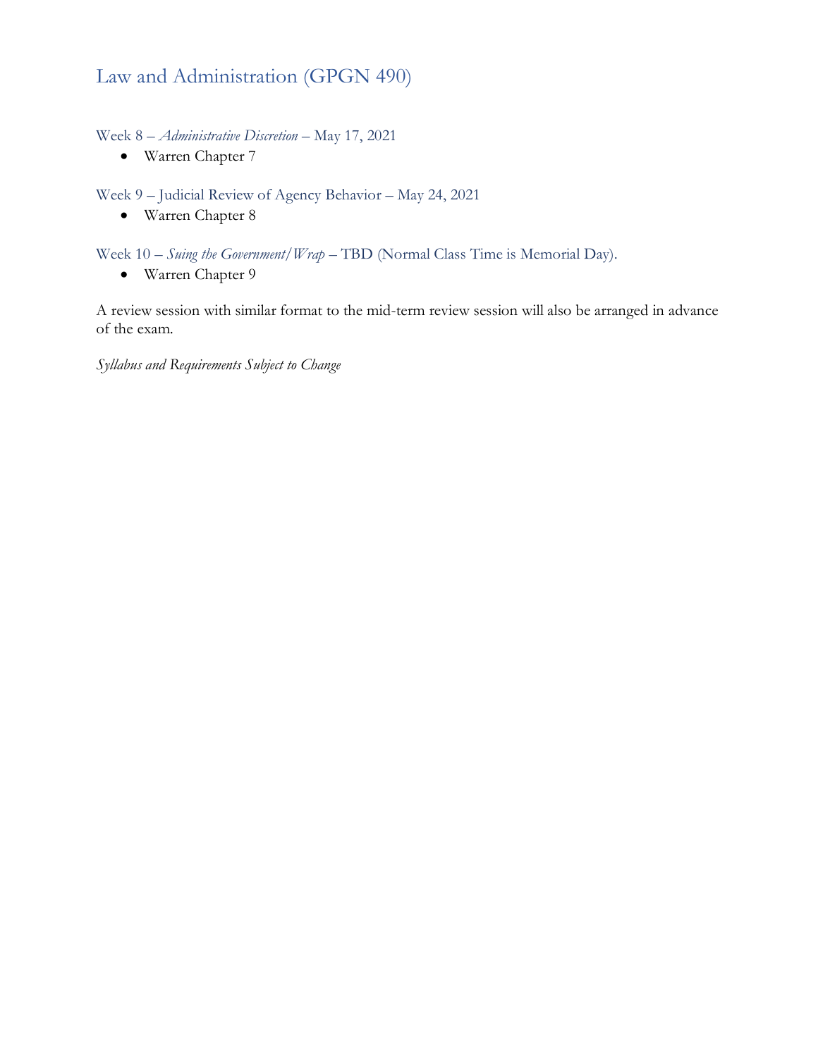# Law and Administration (GPGN 490)

### Week 8 – *Administrative Discretion* – May 17, 2021

- Warren Chapter 7

### Week 9 – Judicial Review of Agency Behavior – May 24, 2021

- Warren Chapter 8

### Week 10 – *Suing the Government/Wrap* – TBD (Normal Class Time is Memorial Day).

- Warren Chapter 9

A review session with similar format to the mid-term review session will also be arranged in advance of the exam.

*Syllabus and Requirements Subject to Change*